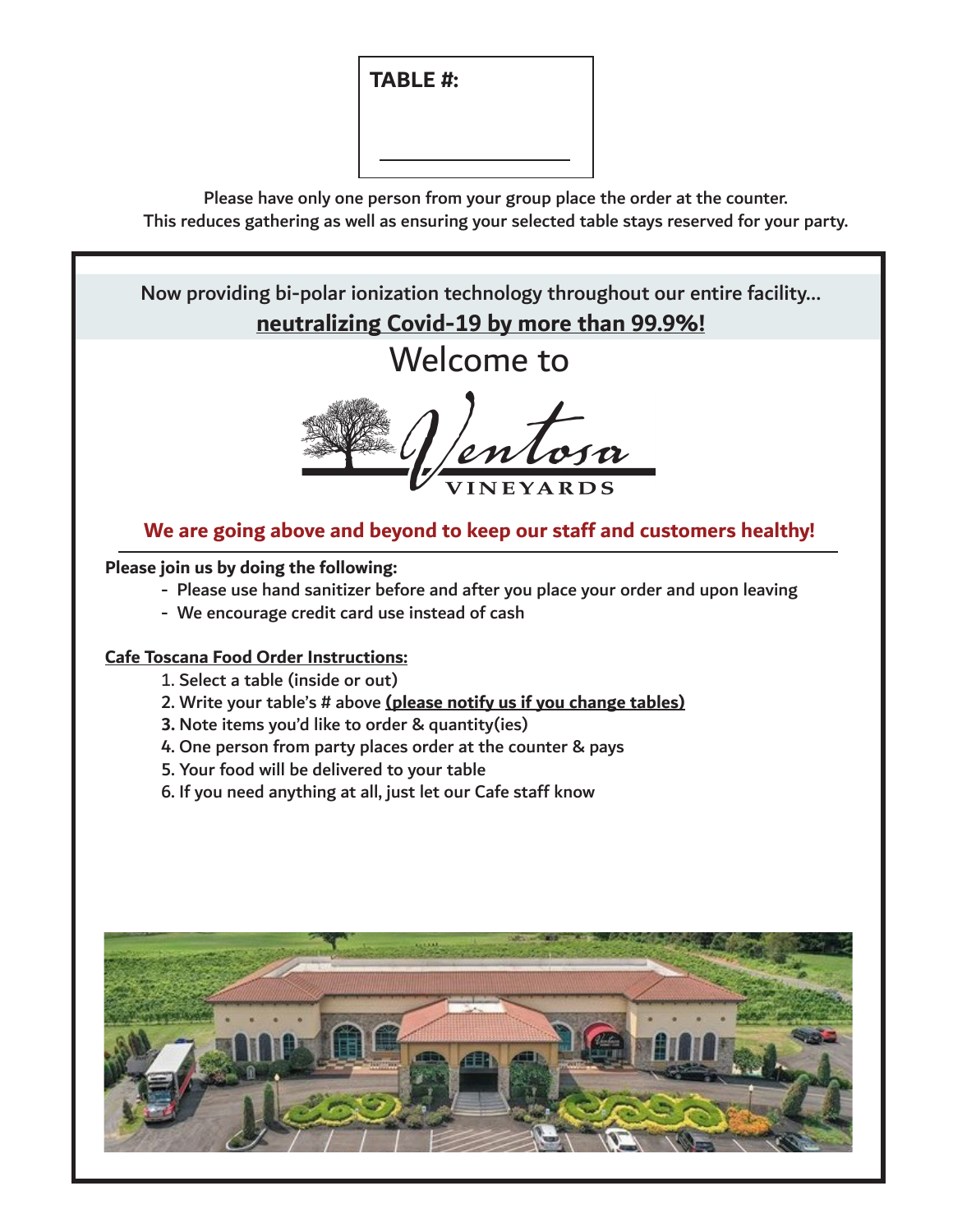**TABLE #:** ____________________

Please have only one person from your group place the order at the counter.
This reduces gathering as well as ensuring your selected table stays reserved for your party.

Now providing bi-polar ionization technology throughout our entire facility...
**neutralizing Covid-19 by more than 99.9%!**

# Welcome to

# Ventosa VINEYARDS

**We are going above and beyond to keep our staff and customers healthy!**

**Please join us by doing the following:**

- Please use hand sanitizer before and after you place your order and upon leaving
- We encourage credit card use instead of cash

**Cafe Toscana Food Order Instructions:**

1. Select a table (inside or out)
2. Write your table's # above **(please notify us if you change tables)**
3. Note items you'd like to order & quantity(ies)
4. One person from party places order at the counter & pays
5. Your food will be delivered to your table
6. If you need anything at all, just let our Cafe staff know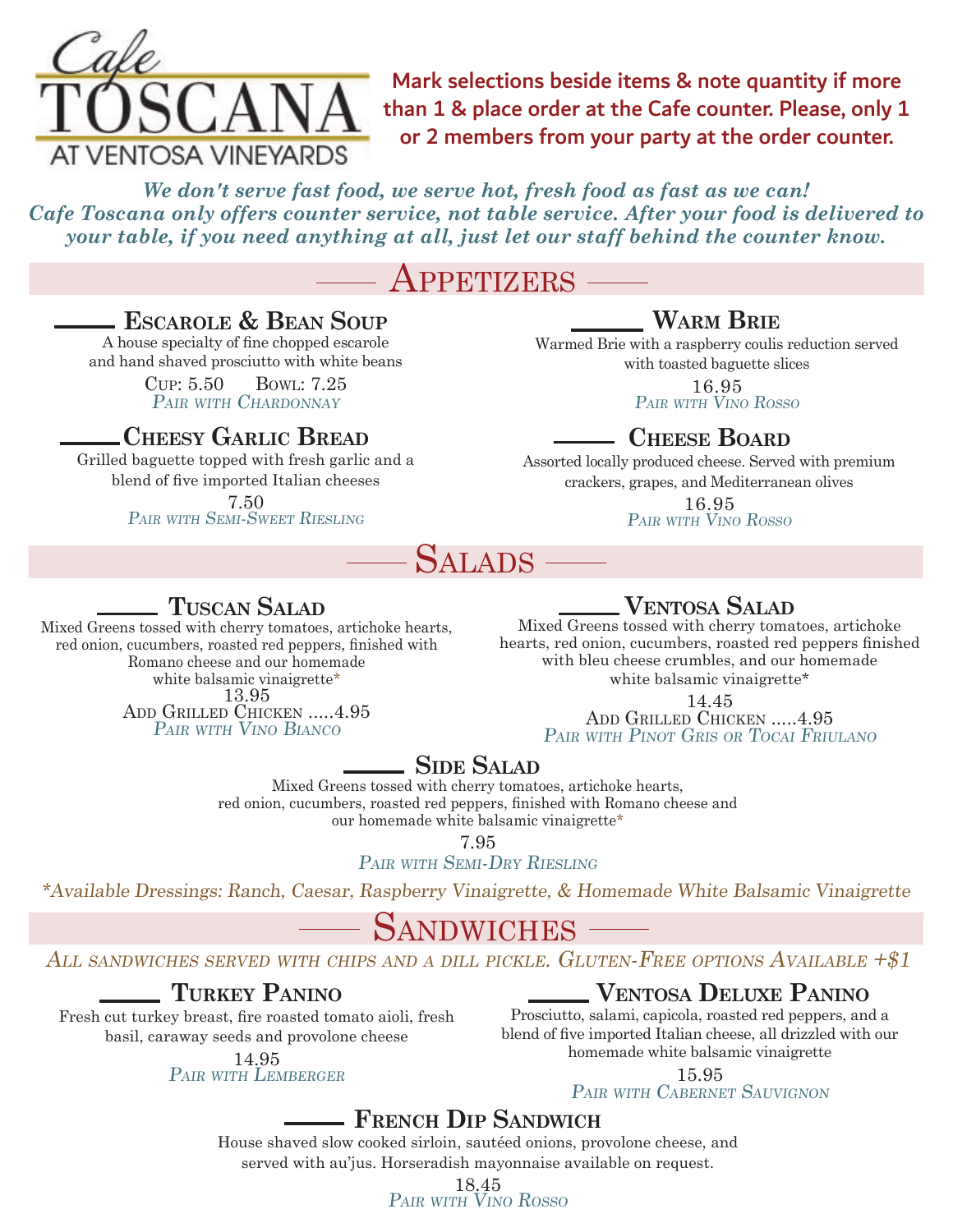# Cafe TOSCANA AT VENTOSA VINEYARDS

**Mark selections beside items & note quantity if more than 1 & place order at the Cafe counter. Please, only 1 or 2 members from your party at the order counter.**

***We don't serve fast food, we serve hot, fresh food as fast as we can! Cafe Toscana only offers counter service, not table service. After your food is delivered to your table, if you need anything at all, just let our staff behind the counter know.***

## Appetizers

### ______ Escarole & Bean Soup

A house specialty of fine chopped escarole and hand shaved prosciutto with white beans

Cup: 5.50 Bowl: 7.25

*Pair with Chardonnay*

### ______ Cheesy Garlic Bread

Grilled baguette topped with fresh garlic and a blend of five imported Italian cheeses

7.50

*Pair with Semi-Sweet Riesling*

### ______ Warm Brie

Warmed Brie with a raspberry coulis reduction served with toasted baguette slices

16.95

*Pair with Vino Rosso*

### ______ Cheese Board

Assorted locally produced cheese. Served with premium crackers, grapes, and Mediterranean olives

16.95

*Pair with Vino Rosso*

## Salads

### ______ Tuscan Salad

Mixed Greens tossed with cherry tomatoes, artichoke hearts, red onion, cucumbers, roasted red peppers, finished with Romano cheese and our homemade white balsamic vinaigrette*

13.95

Add Grilled Chicken .....4.95

*Pair with Vino Bianco*

### ______ Ventosa Salad

Mixed Greens tossed with cherry tomatoes, artichoke hearts, red onion, cucumbers, roasted red peppers finished with bleu cheese crumbles, and our homemade white balsamic vinaigrette*

14.45

Add Grilled Chicken .....4.95

*Pair with Pinot Gris or Tocai Friulano*

### ______ Side Salad

Mixed Greens tossed with cherry tomatoes, artichoke hearts, red onion, cucumbers, roasted red peppers, finished with Romano cheese and our homemade white balsamic vinaigrette*

7.95

*Pair with Semi-Dry Riesling*

*\*Available Dressings: Ranch, Caesar, Raspberry Vinaigrette, & Homemade White Balsamic Vinaigrette*

## Sandwiches

*All sandwiches served with chips and a dill pickle. Gluten-Free options Available +$1*

### ______ Turkey Panino

Fresh cut turkey breast, fire roasted tomato aioli, fresh basil, caraway seeds and provolone cheese

14.95

*Pair with Lemberger*

### ______ Ventosa Deluxe Panino

Prosciutto, salami, capicola, roasted red peppers, and a blend of five imported Italian cheese, all drizzled with our homemade white balsamic vinaigrette

15.95

*Pair with Cabernet Sauvignon*

### ______ French Dip Sandwich

House shaved slow cooked sirloin, sautéed onions, provolone cheese, and served with au'jus. Horseradish mayonnaise available on request.

18.45

*Pair with Vino Rosso*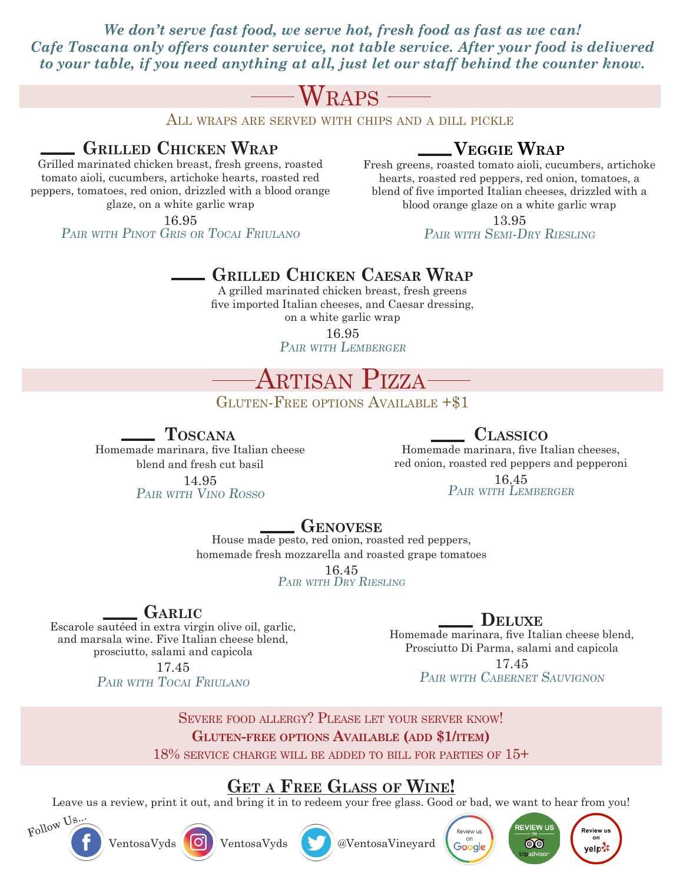*We don't serve fast food, we serve hot, fresh food as fast as we can!*
*Cafe Toscana only offers counter service, not table service. After your food is delivered to your table, if you need anything at all, just let our staff behind the counter know.*

# Wraps

All wraps are served with chips and a dill pickle

### Grilled Chicken Wrap

Grilled marinated chicken breast, fresh greens, roasted tomato aioli, cucumbers, artichoke hearts, roasted red peppers, tomatoes, red onion, drizzled with a blood orange glaze, on a white garlic wrap

16.95

*Pair with Pinot Gris or Tocai Friulano*

### Veggie Wrap

Fresh greens, roasted tomato aioli, cucumbers, artichoke hearts, roasted red peppers, red onion, tomatoes, a blend of five imported Italian cheeses, drizzled with a blood orange glaze on a white garlic wrap

13.95

*Pair with Semi-Dry Riesling*

### Grilled Chicken Caesar Wrap

A grilled marinated chicken breast, fresh greens five imported Italian cheeses, and Caesar dressing, on a white garlic wrap

16.95

*Pair with Lemberger*

# Artisan Pizza

Gluten-Free options Available +$1

### Toscana

Homemade marinara, five Italian cheese blend and fresh cut basil

14.95

*Pair with Vino Rosso*

### Classico

Homemade marinara, five Italian cheeses, red onion, roasted red peppers and pepperoni

16.45

*Pair with Lemberger*

### Genovese

House made pesto, red onion, roasted red peppers, homemade fresh mozzarella and roasted grape tomatoes

16.45

*Pair with Dry Riesling*

### Garlic

Escarole sautéed in extra virgin olive oil, garlic, and marsala wine. Five Italian cheese blend, prosciutto, salami and capicola

17.45

*Pair with Tocai Friulano*

### Deluxe

Homemade marinara, five Italian cheese blend, Prosciutto Di Parma, salami and capicola

17.45

*Pair with Cabernet Sauvignon*

Severe food allergy? Please let your server know!

**Gluten-free options Available (add $1/item)**

18% service charge will be added to bill for parties of 15+

## Get a Free Glass of Wine!

Leave us a review, print it out, and bring it in to redeem your free glass. Good or bad, we want to hear from you!

Follow Us... VentosaVyds VentosaVyds @VentosaVineyard

Review us on Google | Review us on tripadvisor | Review us on yelp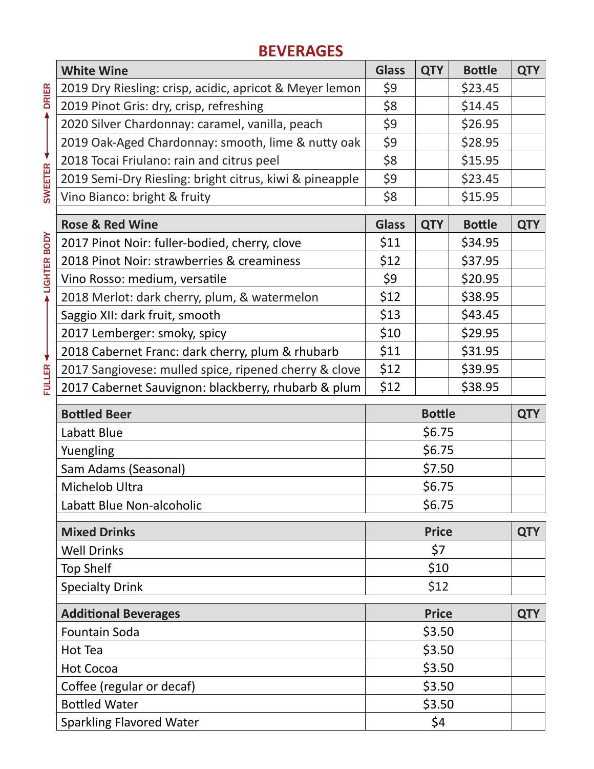# BEVERAGES

DRIER ↔ SWEETER

| White Wine | Glass | QTY | Bottle | QTY |
|---|---|---|---|---|
| 2019 Dry Riesling: crisp, acidic, apricot & Meyer lemon | $9 | | $23.45 | |
| 2019 Pinot Gris: dry, crisp, refreshing | $8 | | $14.45 | |
| 2020 Silver Chardonnay: caramel, vanilla, peach | $9 | | $26.95 | |
| 2019 Oak-Aged Chardonnay: smooth, lime & nutty oak | $9 | | $28.95 | |
| 2018 Tocai Friulano: rain and citrus peel | $8 | | $15.95 | |
| 2019 Semi-Dry Riesling: bright citrus, kiwi & pineapple | $9 | | $23.45 | |
| Vino Bianco: bright & fruity | $8 | | $15.95 | |

LIGHTER BODY ↔ FULLER

| Rose & Red Wine | Glass | QTY | Bottle | QTY |
|---|---|---|---|---|
| 2017 Pinot Noir: fuller-bodied, cherry, clove | $11 | | $34.95 | |
| 2018 Pinot Noir: strawberries & creaminess | $12 | | $37.95 | |
| Vino Rosso: medium, versatile | $9 | | $20.95 | |
| 2018 Merlot: dark cherry, plum, & watermelon | $12 | | $38.95 | |
| Saggio XII: dark fruit, smooth | $13 | | $43.45 | |
| 2017 Lemberger: smoky, spicy | $10 | | $29.95 | |
| 2018 Cabernet Franc: dark cherry, plum & rhubarb | $11 | | $31.95 | |
| 2017 Sangiovese: mulled spice, ripened cherry & clove | $12 | | $39.95 | |
| 2017 Cabernet Sauvignon: blackberry, rhubarb & plum | $12 | | $38.95 | |

| Bottled Beer | Bottle | QTY |
|---|---|---|
| Labatt Blue | $6.75 | |
| Yuengling | $6.75 | |
| Sam Adams (Seasonal) | $7.50 | |
| Michelob Ultra | $6.75 | |
| Labatt Blue Non-alcoholic | $6.75 | |

| Mixed Drinks | Price | QTY |
|---|---|---|
| Well Drinks | $7 | |
| Top Shelf | $10 | |
| Specialty Drink | $12 | |

| Additional Beverages | Price | QTY |
|---|---|---|
| Fountain Soda | $3.50 | |
| Hot Tea | $3.50 | |
| Hot Cocoa | $3.50 | |
| Coffee (regular or decaf) | $3.50 | |
| Bottled Water | $3.50 | |
| Sparkling Flavored Water | $4 | |